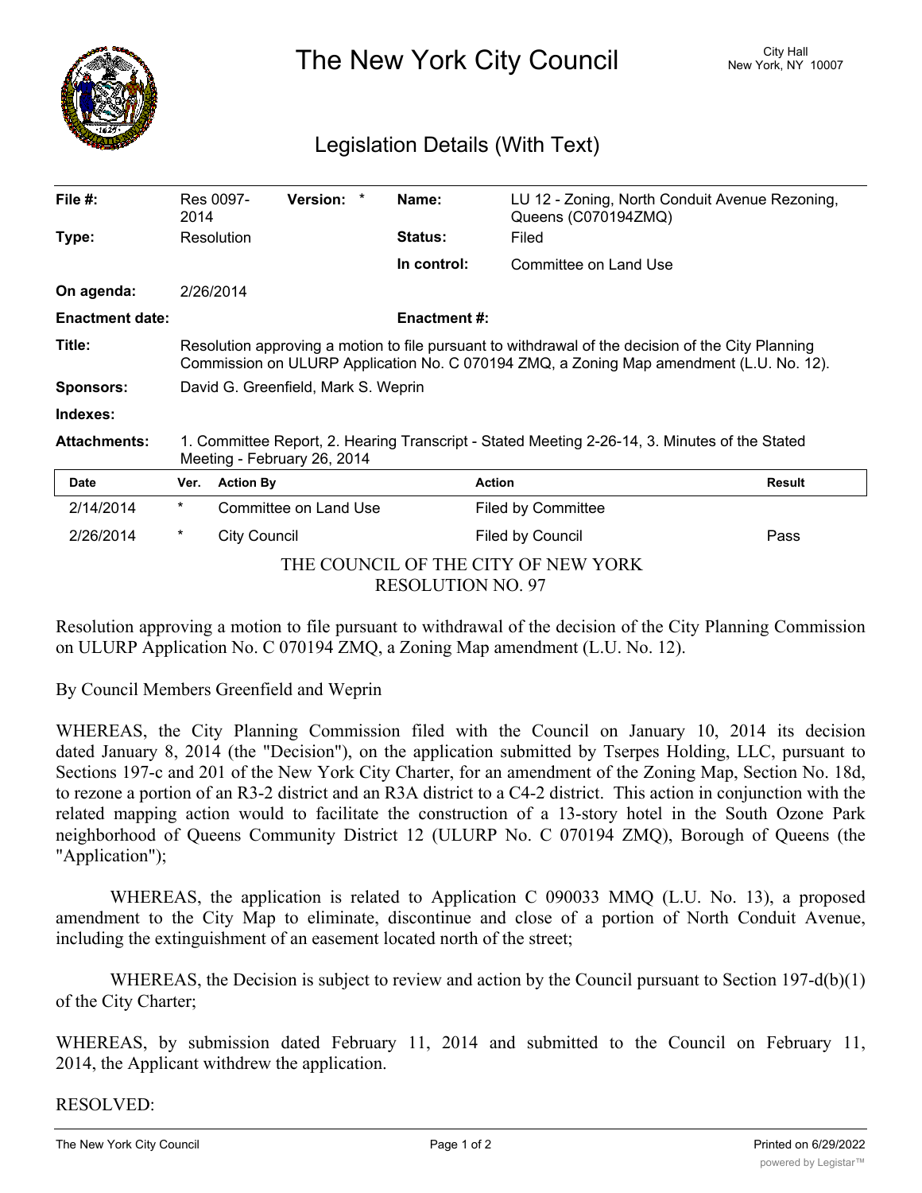# The New York City Council

City Hall
New York, NY 10007

## Legislation Details (With Text)

| | | | |
|---|---|---|---|
| **File #:** | Res 0097-2014 **Version:** * | **Name:** | LU 12 - Zoning, North Conduit Avenue Rezoning, Queens (C070194ZMQ) |
| **Type:** | Resolution | **Status:** | Filed |
| | | **In control:** | Committee on Land Use |
| **On agenda:** | 2/26/2014 | | |
| **Enactment date:** | | **Enactment #:** | |

**Title:** Resolution approving a motion to file pursuant to withdrawal of the decision of the City Planning Commission on ULURP Application No. C 070194 ZMQ, a Zoning Map amendment (L.U. No. 12).

**Sponsors:** David G. Greenfield, Mark S. Weprin

**Indexes:**

**Attachments:** 1. Committee Report, 2. Hearing Transcript - Stated Meeting 2-26-14, 3. Minutes of the Stated Meeting - February 26, 2014

| Date | Ver. | Action By | Action | Result |
|---|---|---|---|---|
| 2/14/2014 | * | Committee on Land Use | Filed by Committee | |
| 2/26/2014 | * | City Council | Filed by Council | Pass |

THE COUNCIL OF THE CITY OF NEW YORK
RESOLUTION NO. 97

Resolution approving a motion to file pursuant to withdrawal of the decision of the City Planning Commission on ULURP Application No. C 070194 ZMQ, a Zoning Map amendment (L.U. No. 12).

By Council Members Greenfield and Weprin

WHEREAS, the City Planning Commission filed with the Council on January 10, 2014 its decision dated January 8, 2014 (the "Decision"), on the application submitted by Tserpes Holding, LLC, pursuant to Sections 197-c and 201 of the New York City Charter, for an amendment of the Zoning Map, Section No. 18d, to rezone a portion of an R3-2 district and an R3A district to a C4-2 district. This action in conjunction with the related mapping action would to facilitate the construction of a 13-story hotel in the South Ozone Park neighborhood of Queens Community District 12 (ULURP No. C 070194 ZMQ), Borough of Queens (the "Application");

WHEREAS, the application is related to Application C 090033 MMQ (L.U. No. 13), a proposed amendment to the City Map to eliminate, discontinue and close of a portion of North Conduit Avenue, including the extinguishment of an easement located north of the street;

WHEREAS, the Decision is subject to review and action by the Council pursuant to Section 197-d(b)(1) of the City Charter;

WHEREAS, by submission dated February 11, 2014 and submitted to the Council on February 11, 2014, the Applicant withdrew the application.

RESOLVED: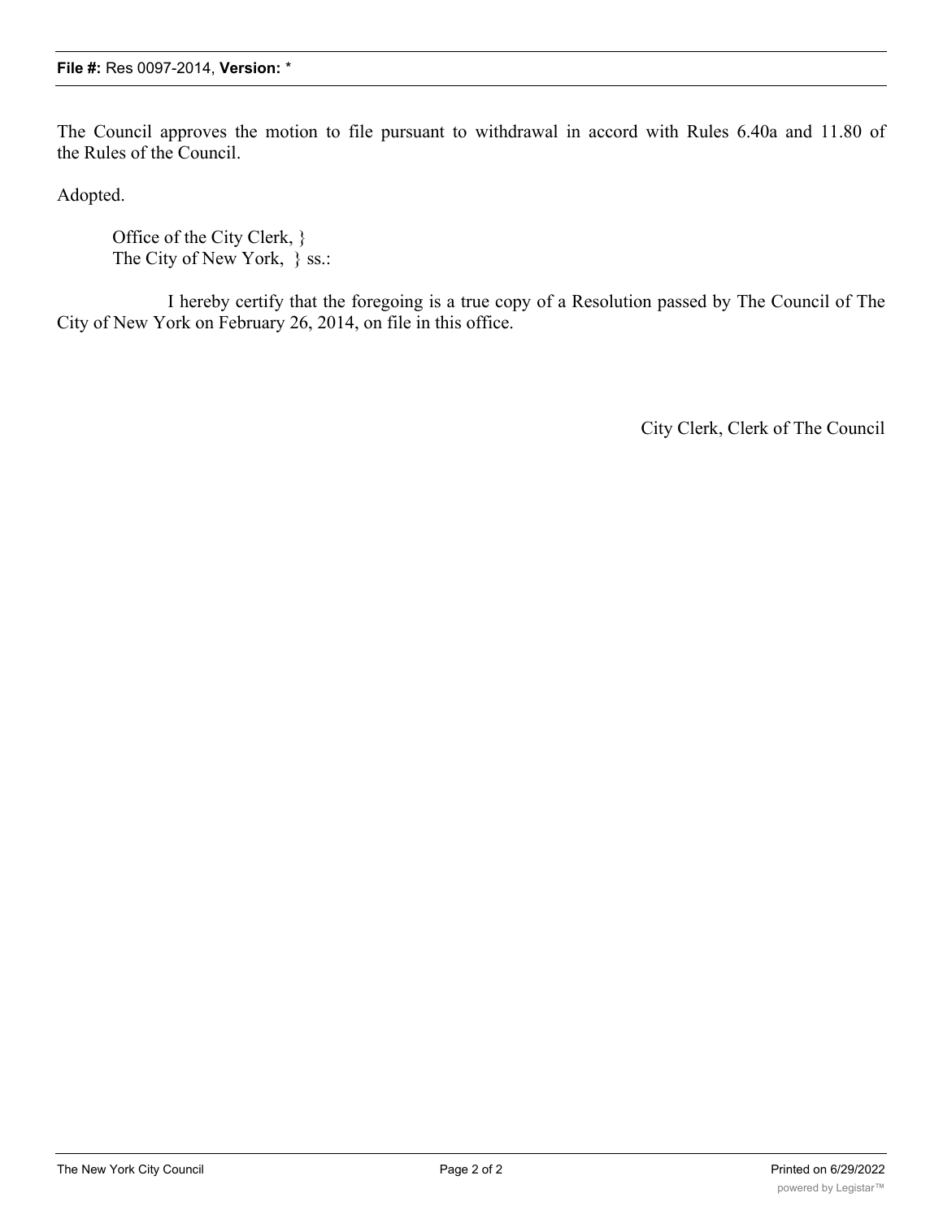The Council approves the motion to file pursuant to withdrawal in accord with Rules 6.40a and 11.80 of the Rules of the Council.

Adopted.

Office of the City Clerk, }
The City of New York, } ss.:

I hereby certify that the foregoing is a true copy of a Resolution passed by The Council of The City of New York on February 26, 2014, on file in this office.

City Clerk, Clerk of The Council